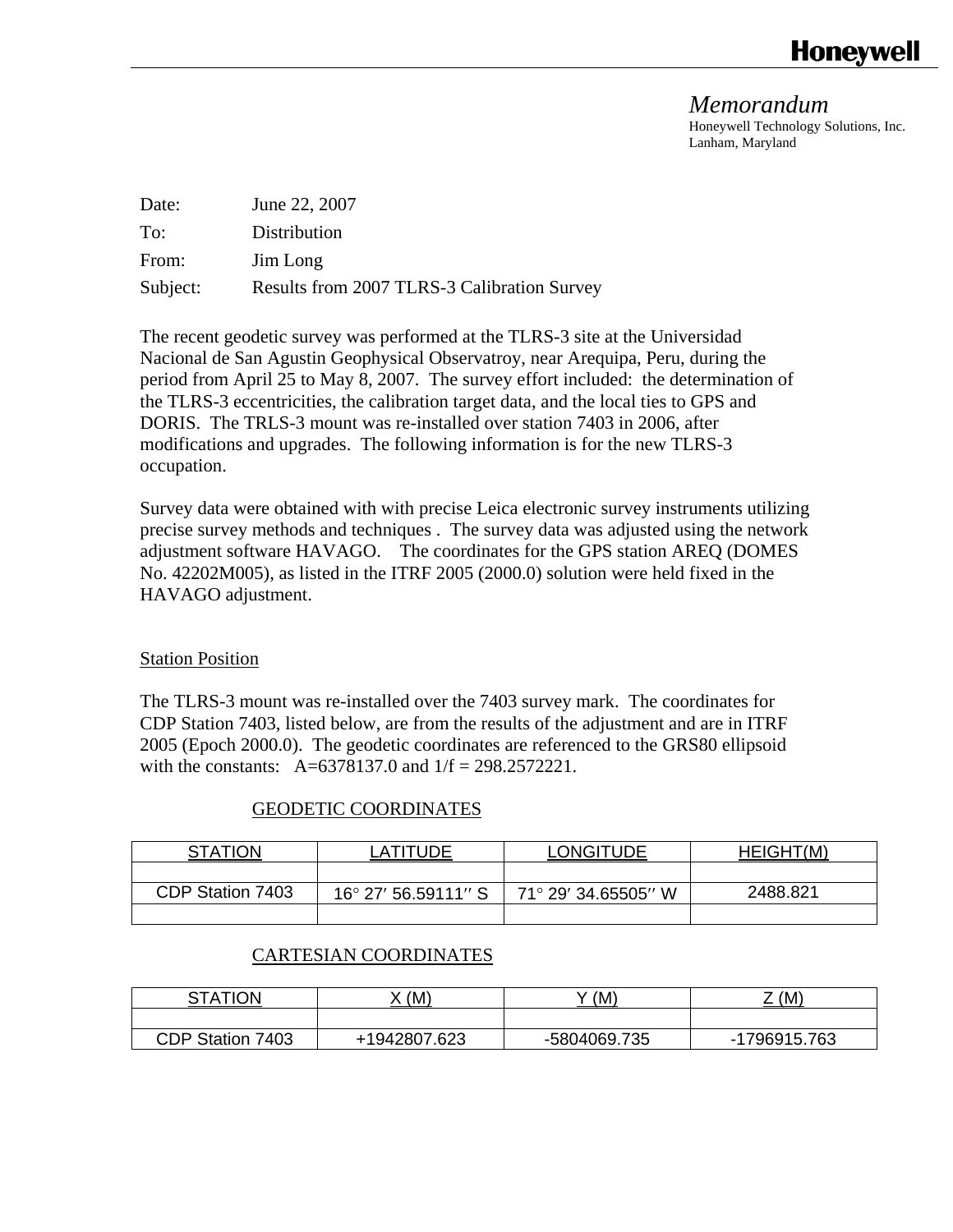**Honeywell**

*Memorandum*
Honeywell Technology Solutions, Inc.
Lanham, Maryland

Date: June 22, 2007

To: Distribution

From: Jim Long

Subject: Results from 2007 TLRS-3 Calibration Survey

The recent geodetic survey was performed at the TLRS-3 site at the Universidad Nacional de San Agustin Geophysical Observatroy, near Arequipa, Peru, during the period from April 25 to May 8, 2007. The survey effort included: the determination of the TLRS-3 eccentricities, the calibration target data, and the local ties to GPS and DORIS. The TRLS-3 mount was re-installed over station 7403 in 2006, after modifications and upgrades. The following information is for the new TLRS-3 occupation.

Survey data were obtained with with precise Leica electronic survey instruments utilizing precise survey methods and techniques . The survey data was adjusted using the network adjustment software HAVAGO. The coordinates for the GPS station AREQ (DOMES No. 42202M005), as listed in the ITRF 2005 (2000.0) solution were held fixed in the HAVAGO adjustment.

## Station Position

The TLRS-3 mount was re-installed over the 7403 survey mark. The coordinates for CDP Station 7403, listed below, are from the results of the adjustment and are in ITRF 2005 (Epoch 2000.0). The geodetic coordinates are referenced to the GRS80 ellipsoid with the constants: A=6378137.0 and 1/f = 298.2572221.

### GEODETIC COORDINATES

| STATION | LATITUDE | LONGITUDE | HEIGHT(M) |
|---|---|---|---|
| | | | |
| CDP Station 7403 | 16° 27′ 56.59111′′ S | 71° 29′ 34.65505′′ W | 2488.821 |
| | | | |

### CARTESIAN COORDINATES

| STATION | X (M) | Y (M) | Z (M) |
|---|---|---|---|
| | | | |
| CDP Station 7403 | +1942807.623 | -5804069.735 | -1796915.763 |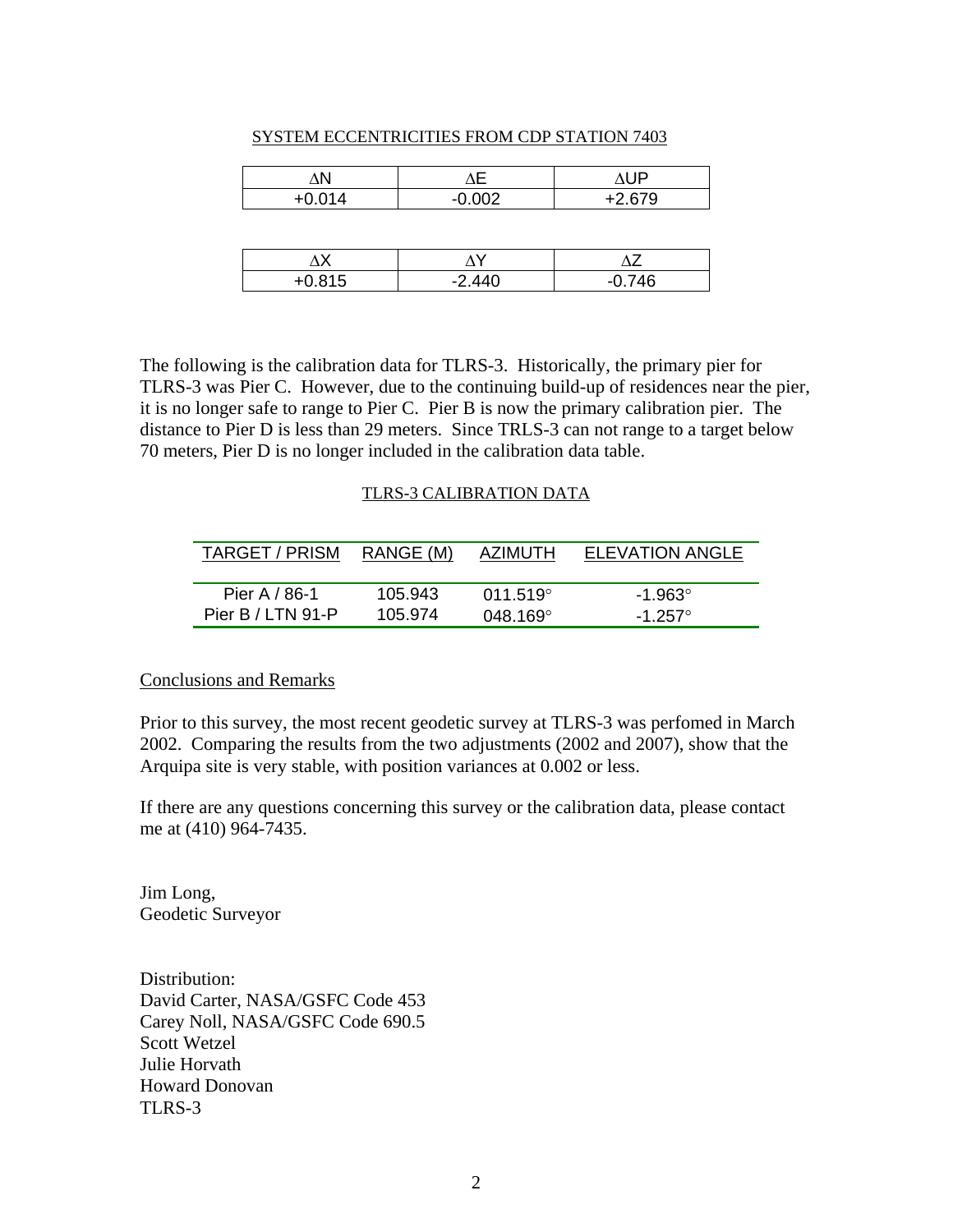SYSTEM ECCENTRICITIES FROM CDP STATION 7403

| ΔN | ΔE | ΔUP |
| --- | --- | --- |
| +0.014 | -0.002 | +2.679 |

| ΔX | ΔY | ΔZ |
| --- | --- | --- |
| +0.815 | -2.440 | -0.746 |

The following is the calibration data for TLRS-3. Historically, the primary pier for TLRS-3 was Pier C. However, due to the continuing build-up of residences near the pier, it is no longer safe to range to Pier C. Pier B is now the primary calibration pier. The distance to Pier D is less than 29 meters. Since TRLS-3 can not range to a target below 70 meters, Pier D is no longer included in the calibration data table.

TLRS-3 CALIBRATION DATA

| TARGET / PRISM | RANGE (M) | AZIMUTH | ELEVATION ANGLE |
| --- | --- | --- | --- |
| Pier A / 86-1 | 105.943 | 011.519° | -1.963° |
| Pier B / LTN 91-P | 105.974 | 048.169° | -1.257° |

Conclusions and Remarks

Prior to this survey, the most recent geodetic survey at TLRS-3 was perfomed in March 2002. Comparing the results from the two adjustments (2002 and 2007), show that the Arquipa site is very stable, with position variances at 0.002 or less.

If there are any questions concerning this survey or the calibration data, please contact me at (410) 964-7435.

Jim Long,
Geodetic Surveyor

Distribution:
David Carter, NASA/GSFC Code 453
Carey Noll, NASA/GSFC Code 690.5
Scott Wetzel
Julie Horvath
Howard Donovan
TLRS-3